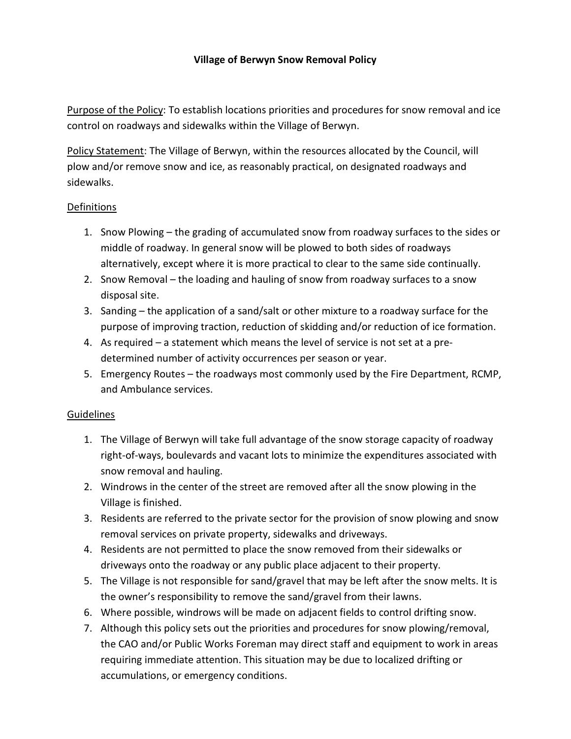# Village of Berwyn Snow Removal Policy

<u>Purpose of the Policy</u>: To establish locations priorities and procedures for snow removal and ice control on roadways and sidewalks within the Village of Berwyn.

<u>Policy Statement</u>: The Village of Berwyn, within the resources allocated by the Council, will plow and/or remove snow and ice, as reasonably practical, on designated roadways and sidewalks.

## Definitions

1. Snow Plowing – the grading of accumulated snow from roadway surfaces to the sides or middle of roadway. In general snow will be plowed to both sides of roadways alternatively, except where it is more practical to clear to the same side continually.
2. Snow Removal – the loading and hauling of snow from roadway surfaces to a snow disposal site.
3. Sanding – the application of a sand/salt or other mixture to a roadway surface for the purpose of improving traction, reduction of skidding and/or reduction of ice formation.
4. As required – a statement which means the level of service is not set at a pre-determined number of activity occurrences per season or year.
5. Emergency Routes – the roadways most commonly used by the Fire Department, RCMP, and Ambulance services.

## Guidelines

1. The Village of Berwyn will take full advantage of the snow storage capacity of roadway right-of-ways, boulevards and vacant lots to minimize the expenditures associated with snow removal and hauling.
2. Windrows in the center of the street are removed after all the snow plowing in the Village is finished.
3. Residents are referred to the private sector for the provision of snow plowing and snow removal services on private property, sidewalks and driveways.
4. Residents are not permitted to place the snow removed from their sidewalks or driveways onto the roadway or any public place adjacent to their property.
5. The Village is not responsible for sand/gravel that may be left after the snow melts. It is the owner's responsibility to remove the sand/gravel from their lawns.
6. Where possible, windrows will be made on adjacent fields to control drifting snow.
7. Although this policy sets out the priorities and procedures for snow plowing/removal, the CAO and/or Public Works Foreman may direct staff and equipment to work in areas requiring immediate attention. This situation may be due to localized drifting or accumulations, or emergency conditions.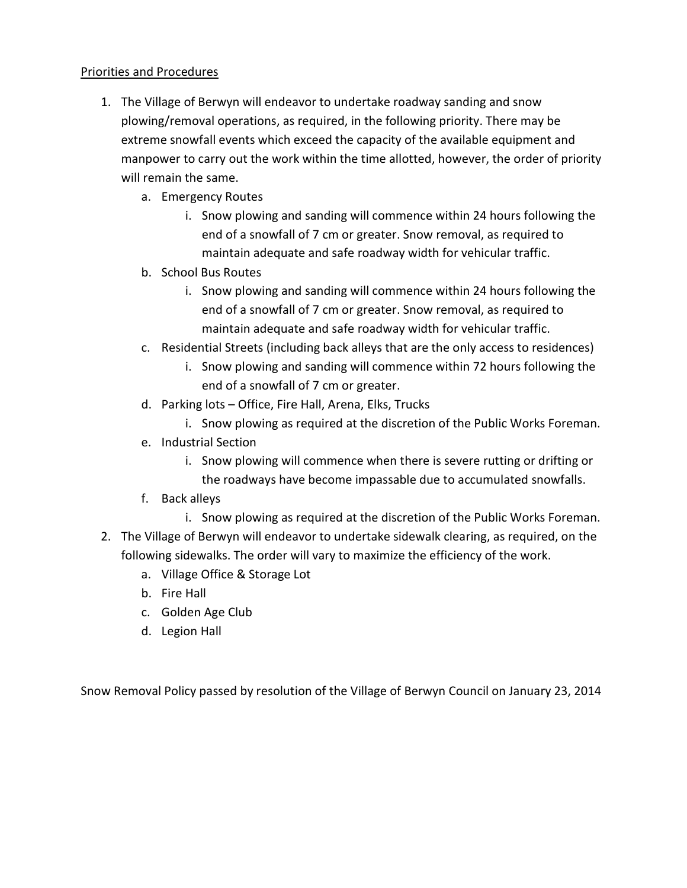Priorities and Procedures

1. The Village of Berwyn will endeavor to undertake roadway sanding and snow plowing/removal operations, as required, in the following priority. There may be extreme snowfall events which exceed the capacity of the available equipment and manpower to carry out the work within the time allotted, however, the order of priority will remain the same.
   a. Emergency Routes
      i. Snow plowing and sanding will commence within 24 hours following the end of a snowfall of 7 cm or greater. Snow removal, as required to maintain adequate and safe roadway width for vehicular traffic.
   b. School Bus Routes
      i. Snow plowing and sanding will commence within 24 hours following the end of a snowfall of 7 cm or greater. Snow removal, as required to maintain adequate and safe roadway width for vehicular traffic.
   c. Residential Streets (including back alleys that are the only access to residences)
      i. Snow plowing and sanding will commence within 72 hours following the end of a snowfall of 7 cm or greater.
   d. Parking lots – Office, Fire Hall, Arena, Elks, Trucks
      i. Snow plowing as required at the discretion of the Public Works Foreman.
   e. Industrial Section
      i. Snow plowing will commence when there is severe rutting or drifting or the roadways have become impassable due to accumulated snowfalls.
   f. Back alleys
      i. Snow plowing as required at the discretion of the Public Works Foreman.
2. The Village of Berwyn will endeavor to undertake sidewalk clearing, as required, on the following sidewalks. The order will vary to maximize the efficiency of the work.
   a. Village Office & Storage Lot
   b. Fire Hall
   c. Golden Age Club
   d. Legion Hall

Snow Removal Policy passed by resolution of the Village of Berwyn Council on January 23, 2014